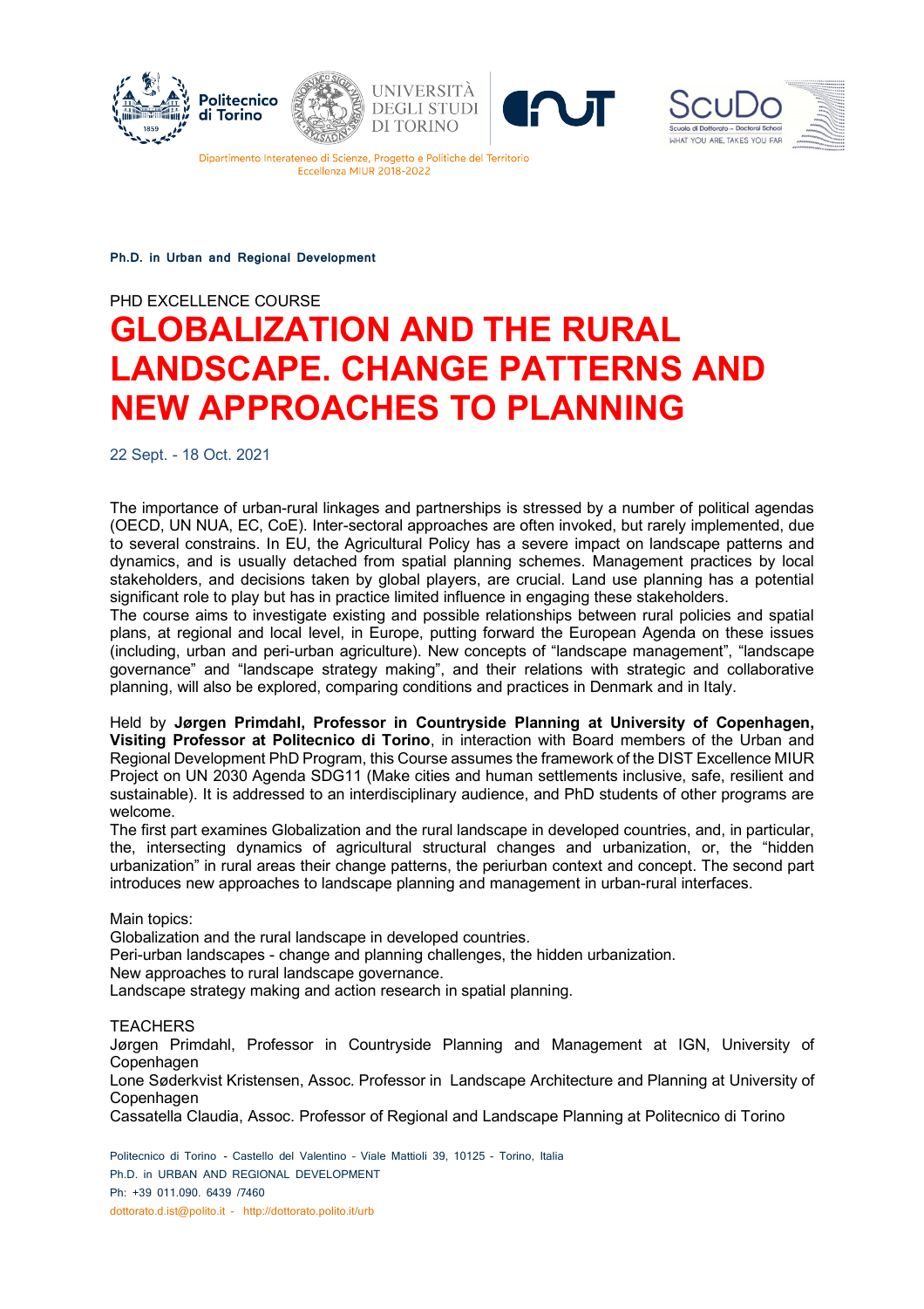Dipartimento Interateneo di Scienze, Progetto e Politiche del Territorio
Eccellenza MIUR 2018-2022

**Ph.D. in Urban and Regional Development**

PHD EXCELLENCE COURSE

# GLOBALIZATION AND THE RURAL LANDSCAPE. CHANGE PATTERNS AND NEW APPROACHES TO PLANNING

22 Sept. - 18 Oct. 2021

The importance of urban-rural linkages and partnerships is stressed by a number of political agendas (OECD, UN NUA, EC, CoE). Inter-sectoral approaches are often invoked, but rarely implemented, due to several constrains. In EU, the Agricultural Policy has a severe impact on landscape patterns and dynamics, and is usually detached from spatial planning schemes. Management practices by local stakeholders, and decisions taken by global players, are crucial. Land use planning has a potential significant role to play but has in practice limited influence in engaging these stakeholders.
The course aims to investigate existing and possible relationships between rural policies and spatial plans, at regional and local level, in Europe, putting forward the European Agenda on these issues (including, urban and peri-urban agriculture). New concepts of "landscape management", "landscape governance" and "landscape strategy making", and their relations with strategic and collaborative planning, will also be explored, comparing conditions and practices in Denmark and in Italy.

Held by **Jørgen Primdahl, Professor in Countryside Planning at University of Copenhagen, Visiting Professor at Politecnico di Torino**, in interaction with Board members of the Urban and Regional Development PhD Program, this Course assumes the framework of the DIST Excellence MIUR Project on UN 2030 Agenda SDG11 (Make cities and human settlements inclusive, safe, resilient and sustainable). It is addressed to an interdisciplinary audience, and PhD students of other programs are welcome.
The first part examines Globalization and the rural landscape in developed countries, and, in particular, the, intersecting dynamics of agricultural structural changes and urbanization, or, the "hidden urbanization" in rural areas their change patterns, the periurban context and concept. The second part introduces new approaches to landscape planning and management in urban-rural interfaces.

Main topics:
Globalization and the rural landscape in developed countries.
Peri-urban landscapes - change and planning challenges, the hidden urbanization.
New approaches to rural landscape governance.
Landscape strategy making and action research in spatial planning.

TEACHERS
Jørgen Primdahl, Professor in Countryside Planning and Management at IGN, University of Copenhagen
Lone Søderkvist Kristensen, Assoc. Professor in Landscape Architecture and Planning at University of Copenhagen
Cassatella Claudia, Assoc. Professor of Regional and Landscape Planning at Politecnico di Torino

Politecnico di Torino - Castello del Valentino - Viale Mattioli 39, 10125 - Torino, Italia
Ph.D. in URBAN AND REGIONAL DEVELOPMENT
Ph: +39 011.090. 6439 /7460
dottorato.d.ist@polito.it - http://dottorato.polito.it/urb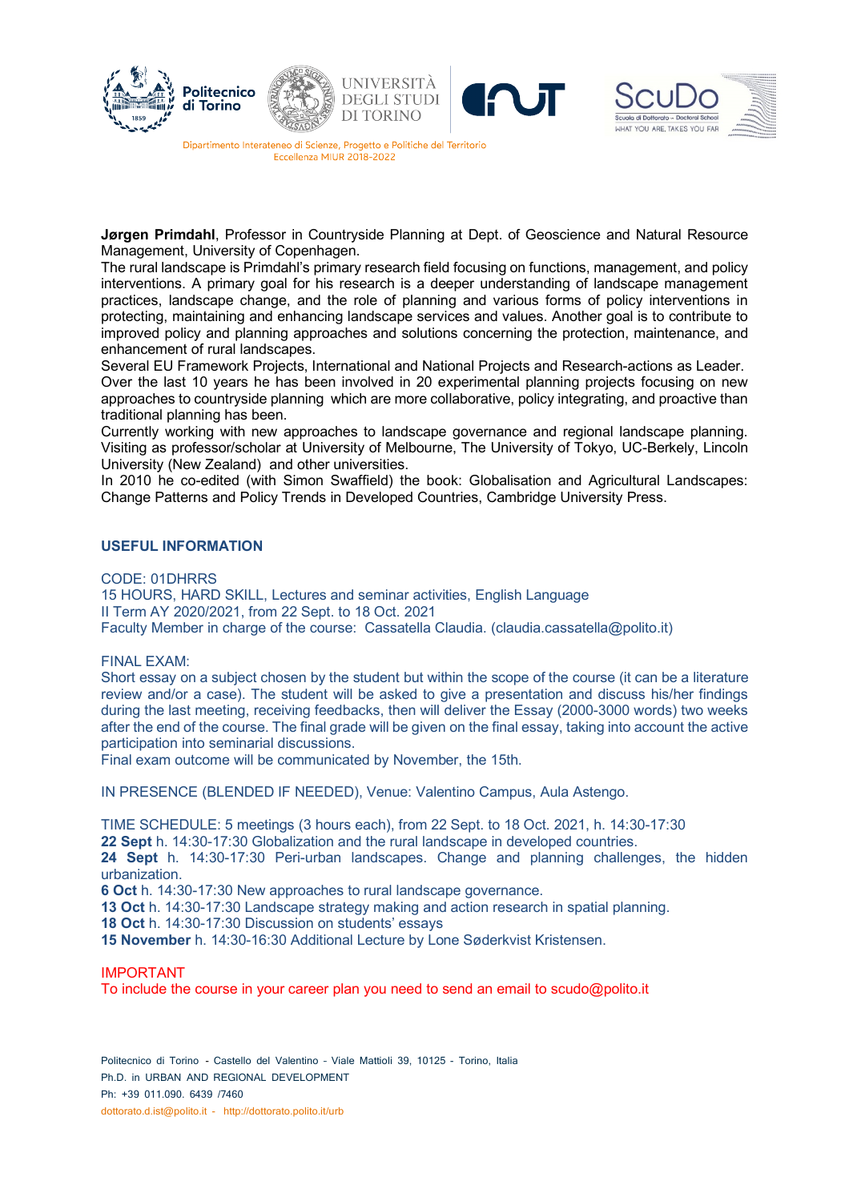**Jørgen Primdahl**, Professor in Countryside Planning at Dept. of Geoscience and Natural Resource Management, University of Copenhagen.
The rural landscape is Primdahl's primary research field focusing on functions, management, and policy interventions. A primary goal for his research is a deeper understanding of landscape management practices, landscape change, and the role of planning and various forms of policy interventions in protecting, maintaining and enhancing landscape services and values. Another goal is to contribute to improved policy and planning approaches and solutions concerning the protection, maintenance, and enhancement of rural landscapes.
Several EU Framework Projects, International and National Projects and Research-actions as Leader.
Over the last 10 years he has been involved in 20 experimental planning projects focusing on new approaches to countryside planning which are more collaborative, policy integrating, and proactive than traditional planning has been.
Currently working with new approaches to landscape governance and regional landscape planning. Visiting as professor/scholar at University of Melbourne, The University of Tokyo, UC-Berkely, Lincoln University (New Zealand) and other universities.
In 2010 he co-edited (with Simon Swaffield) the book: Globalisation and Agricultural Landscapes: Change Patterns and Policy Trends in Developed Countries, Cambridge University Press.

## USEFUL INFORMATION

CODE: 01DHRRS
15 HOURS, HARD SKILL, Lectures and seminar activities, English Language
II Term AY 2020/2021, from 22 Sept. to 18 Oct. 2021
Faculty Member in charge of the course: Cassatella Claudia. (claudia.cassatella@polito.it)

FINAL EXAM:
Short essay on a subject chosen by the student but within the scope of the course (it can be a literature review and/or a case). The student will be asked to give a presentation and discuss his/her findings during the last meeting, receiving feedbacks, then will deliver the Essay (2000-3000 words) two weeks after the end of the course. The final grade will be given on the final essay, taking into account the active participation into seminarial discussions.
Final exam outcome will be communicated by November, the 15th.

IN PRESENCE (BLENDED IF NEEDED), Venue: Valentino Campus, Aula Astengo.

TIME SCHEDULE: 5 meetings (3 hours each), from 22 Sept. to 18 Oct. 2021, h. 14:30-17:30
**22 Sept** h. 14:30-17:30 Globalization and the rural landscape in developed countries.
**24 Sept** h. 14:30-17:30 Peri-urban landscapes. Change and planning challenges, the hidden urbanization.
**6 Oct** h. 14:30-17:30 New approaches to rural landscape governance.
**13 Oct** h. 14:30-17:30 Landscape strategy making and action research in spatial planning.
**18 Oct** h. 14:30-17:30 Discussion on students' essays
**15 November** h. 14:30-16:30 Additional Lecture by Lone Søderkvist Kristensen.

IMPORTANT
To include the course in your career plan you need to send an email to scudo@polito.it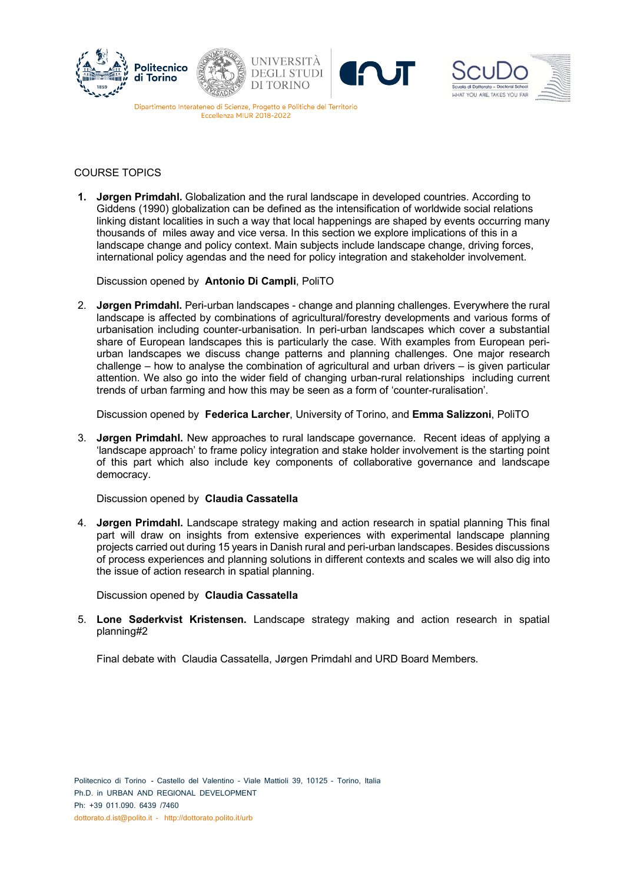COURSE TOPICS

1. **Jørgen Primdahl.** Globalization and the rural landscape in developed countries. According to Giddens (1990) globalization can be defined as the intensification of worldwide social relations linking distant localities in such a way that local happenings are shaped by events occurring many thousands of miles away and vice versa. In this section we explore implications of this in a landscape change and policy context. Main subjects include landscape change, driving forces, international policy agendas and the need for policy integration and stakeholder involvement.

   Discussion opened by **Antonio Di Campli**, PoliTO

2. **Jørgen Primdahl.** Peri-urban landscapes - change and planning challenges. Everywhere the rural landscape is affected by combinations of agricultural/forestry developments and various forms of urbanisation including counter-urbanisation. In peri-urban landscapes which cover a substantial share of European landscapes this is particularly the case. With examples from European peri-urban landscapes we discuss change patterns and planning challenges. One major research challenge – how to analyse the combination of agricultural and urban drivers – is given particular attention. We also go into the wider field of changing urban-rural relationships including current trends of urban farming and how this may be seen as a form of 'counter-ruralisation'.

   Discussion opened by **Federica Larcher**, University of Torino, and **Emma Salizzoni**, PoliTO

3. **Jørgen Primdahl.** New approaches to rural landscape governance. Recent ideas of applying a 'landscape approach' to frame policy integration and stake holder involvement is the starting point of this part which also include key components of collaborative governance and landscape democracy.

   Discussion opened by **Claudia Cassatella**

4. **Jørgen Primdahl.** Landscape strategy making and action research in spatial planning This final part will draw on insights from extensive experiences with experimental landscape planning projects carried out during 15 years in Danish rural and peri-urban landscapes. Besides discussions of process experiences and planning solutions in different contexts and scales we will also dig into the issue of action research in spatial planning.

   Discussion opened by **Claudia Cassatella**

5. **Lone Søderkvist Kristensen.** Landscape strategy making and action research in spatial planning#2

   Final debate with Claudia Cassatella, Jørgen Primdahl and URD Board Members.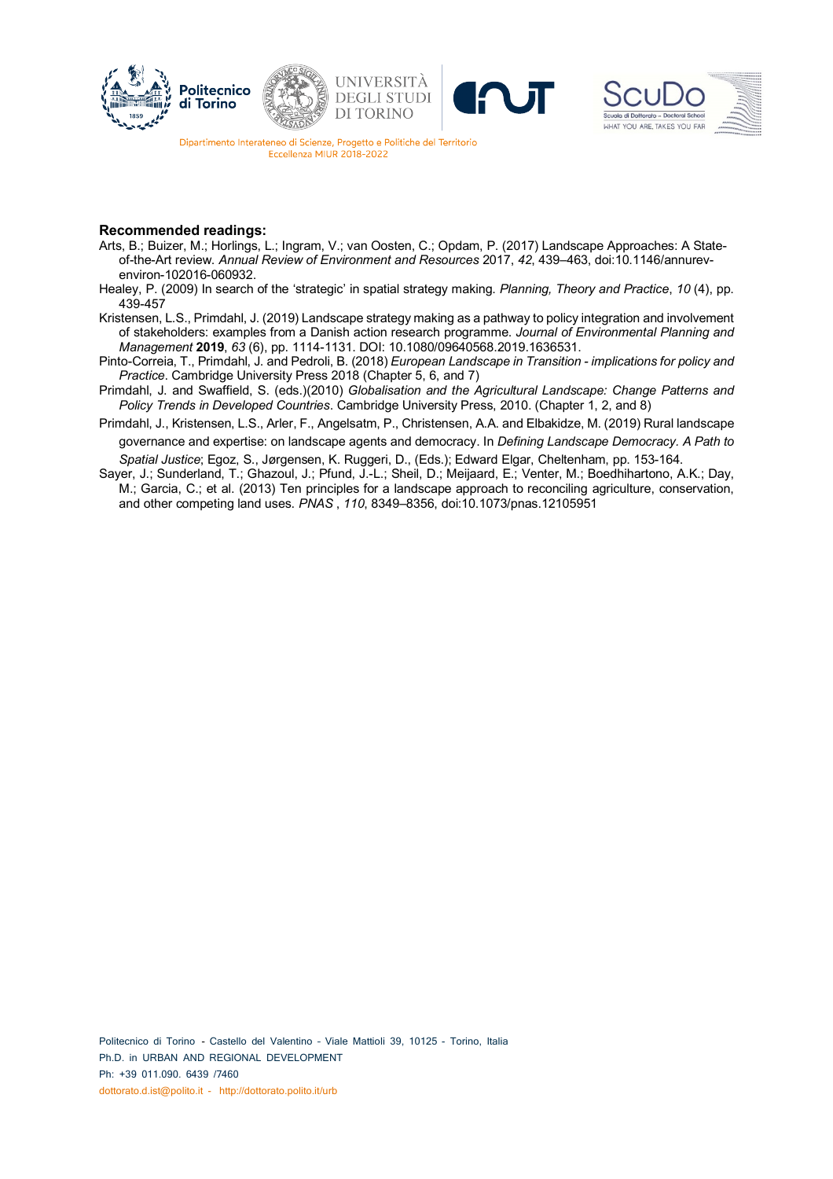**Recommended readings:**

Arts, B.; Buizer, M.; Horlings, L.; Ingram, V.; van Oosten, C.; Opdam, P. (2017) Landscape Approaches: A State-of-the-Art review. *Annual Review of Environment and Resources* 2017, *42*, 439–463, doi:10.1146/annurev-environ-102016-060932.

Healey, P. (2009) In search of the 'strategic' in spatial strategy making. *Planning, Theory and Practice*, *10* (4), pp. 439-457

Kristensen, L.S., Primdahl, J. (2019) Landscape strategy making as a pathway to policy integration and involvement of stakeholders: examples from a Danish action research programme. *Journal of Environmental Planning and Management* **2019**, *63* (6), pp. 1114-1131. DOI: 10.1080/09640568.2019.1636531.

Pinto-Correia, T., Primdahl, J. and Pedroli, B. (2018) *European Landscape in Transition - implications for policy and Practice*. Cambridge University Press 2018 (Chapter 5, 6, and 7)

Primdahl, J. and Swaffield, S. (eds.)(2010) *Globalisation and the Agricultural Landscape: Change Patterns and Policy Trends in Developed Countries*. Cambridge University Press, 2010. (Chapter 1, 2, and 8)

Primdahl, J., Kristensen, L.S., Arler, F., Angelsatm, P., Christensen, A.A. and Elbakidze, M. (2019) Rural landscape governance and expertise: on landscape agents and democracy. In *Defining Landscape Democracy. A Path to Spatial Justice*; Egoz, S., Jørgensen, K. Ruggeri, D., (Eds.); Edward Elgar, Cheltenham, pp. 153-164.

Sayer, J.; Sunderland, T.; Ghazoul, J.; Pfund, J.-L.; Sheil, D.; Meijaard, E.; Venter, M.; Boedhihartono, A.K.; Day, M.; Garcia, C.; et al. (2013) Ten principles for a landscape approach to reconciling agriculture, conservation, and other competing land uses. *PNAS* , *110*, 8349–8356, doi:10.1073/pnas.12105951